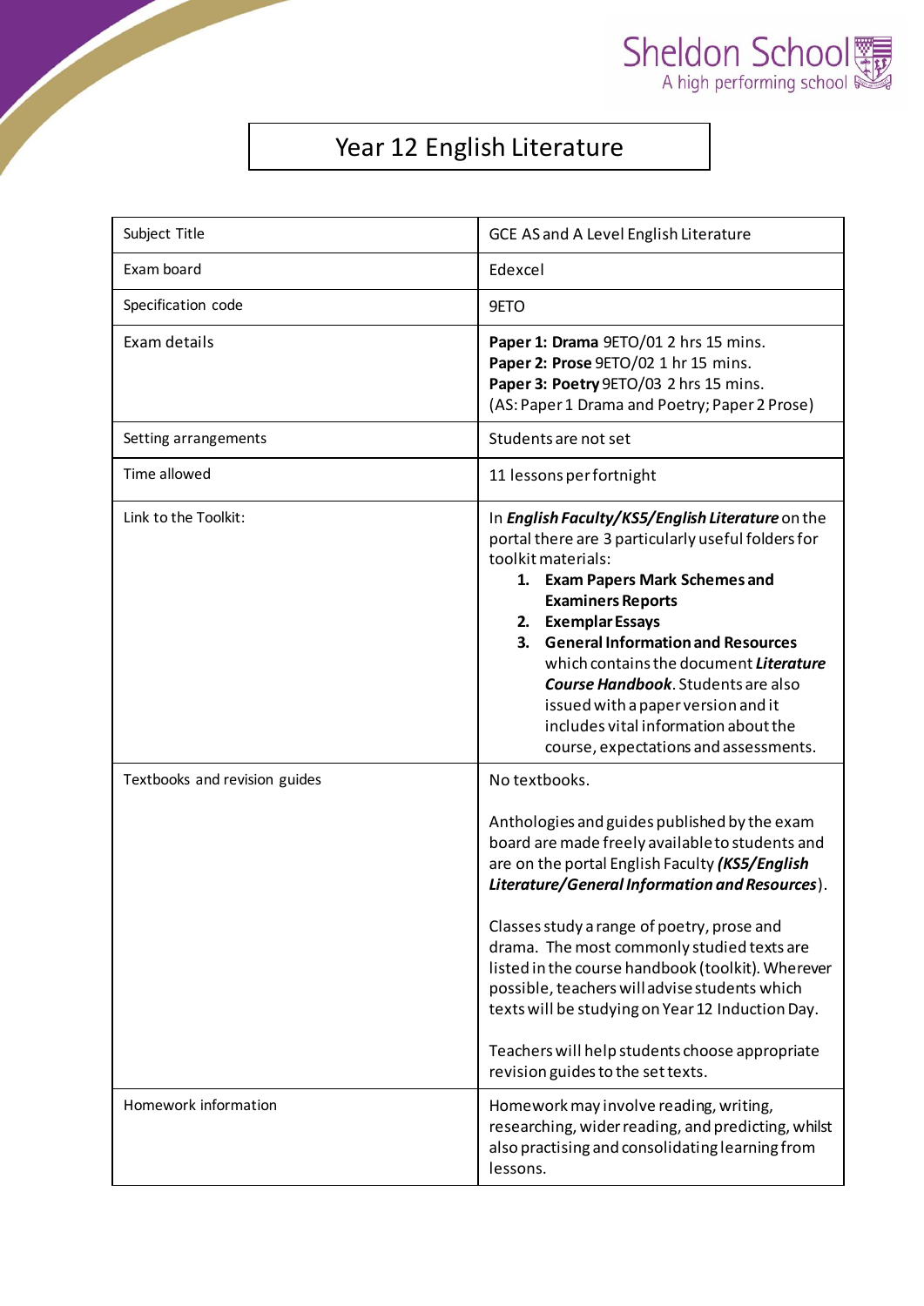Sheldon School
A high performing school

# Year 12 English Literature

| | |
|---|---|
| Subject Title | GCE AS and A Level English Literature |
| Exam board | Edexcel |
| Specification code | 9ETO |
| Exam details | **Paper 1: Drama** 9ETO/01 2 hrs 15 mins.<br>**Paper 2: Prose** 9ETO/02 1 hr 15 mins.<br>**Paper 3: Poetry** 9ETO/03 2 hrs 15 mins.<br>(AS: Paper 1 Drama and Poetry; Paper 2 Prose) |
| Setting arrangements | Students are not set |
| Time allowed | 11 lessons per fortnight |
| Link to the Toolkit: | In ***English Faculty/KS5/English Literature*** on the portal there are 3 particularly useful folders for toolkit materials:<br>1. **Exam Papers Mark Schemes and Examiners Reports**<br>2. **Exemplar Essays**<br>3. **General Information and Resources** which contains the document ***Literature Course Handbook***. Students are also issued with a paper version and it includes vital information about the course, expectations and assessments. |
| Textbooks and revision guides | No textbooks.<br><br>Anthologies and guides published by the exam board are made freely available to students and are on the portal English Faculty ***(KS5/English Literature/General Information and Resources***).<br><br>Classes study a range of poetry, prose and drama. The most commonly studied texts are listed in the course handbook (toolkit). Wherever possible, teachers will advise students which texts will be studying on Year 12 Induction Day.<br><br>Teachers will help students choose appropriate revision guides to the set texts. |
| Homework information | Homework may involve reading, writing, researching, wider reading, and predicting, whilst also practising and consolidating learning from lessons. |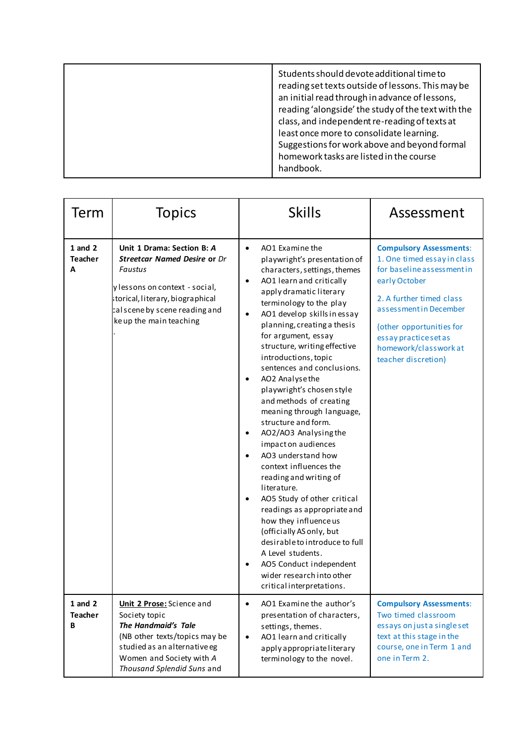| | |
|---|---|
| | Students should devote additional time to reading set texts outside of lessons. This may be an initial read through in advance of lessons, reading 'alongside' the study of the text with the class, and independent re-reading of texts at least once more to consolidate learning. Suggestions for work above and beyond formal homework tasks are listed in the course handbook. |

| Term | Topics | Skills | Assessment |
|---|---|---|---|
| **1 and 2 Teacher A** | **Unit 1 Drama: Section B: *A Streetcar Named Desire*** or *Dr Faustus*<br><br>y lessons on context - social, storical, literary, biographical cal scene by scene reading and ke up the main teaching<br>. | • AO1 Examine the playwright's presentation of characters, settings, themes<br>• AO1 learn and critically apply dramatic literary terminology to the play<br>• AO1 develop skills in essay planning, creating a thesis for argument, essay structure, writing effective introductions, topic sentences and conclusions.<br>• AO2 Analyse the playwright's chosen style and methods of creating meaning through language, structure and form.<br>• AO2/AO3 Analysing the impact on audiences<br>• AO3 understand how context influences the reading and writing of literature.<br>• AO5 Study of other critical readings as appropriate and how they influence us (officially AS only, but desirable to introduce to full A Level students.<br>• AO5 Conduct independent wider research into other critical interpretations. | **Compulsory Assessments**:<br>1. One timed essay in class for baseline assessment in early October<br><br>2. A further timed class assessment in December<br><br>(other opportunities for essay practice set as homework/classwork at teacher discretion) |
| **1 and 2 Teacher B** | **Unit 2 Prose:** Science and Society topic<br>***The Handmaid's Tale***<br>(NB other texts/topics may be studied as an alternative eg Women and Society with *A Thousand Splendid Suns* and | • AO1 Examine the author's presentation of characters, settings, themes.<br>• AO1 learn and critically apply appropriate literary terminology to the novel. | **Compulsory Assessments**:<br>Two timed classroom essays on just a single set text at this stage in the course, one in Term 1 and one in Term 2. |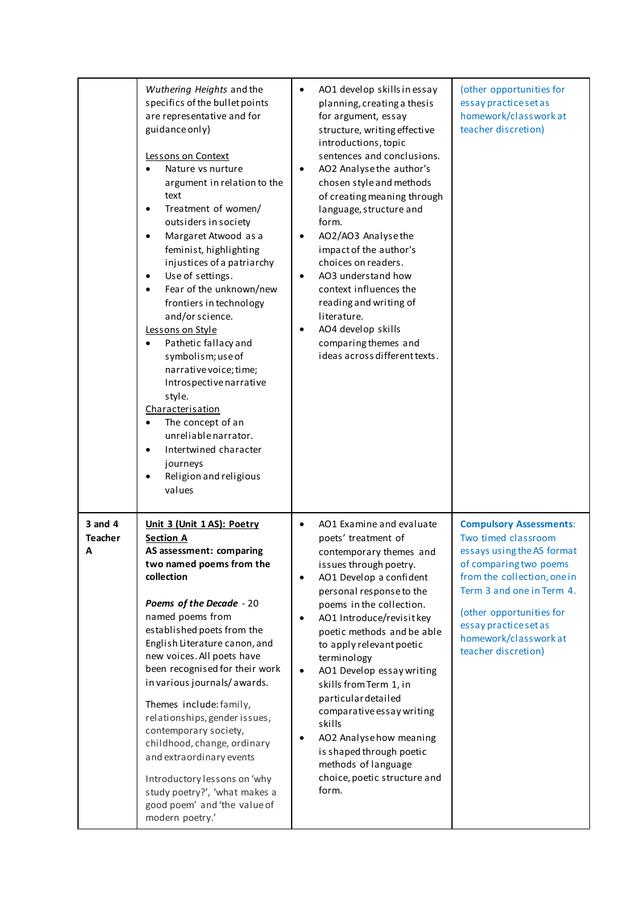| | | | |
|---|---|---|---|
| | *Wuthering Heights* and the specifics of the bullet points are representative and for guidance only)<br><br><u>Lessons on Context</u><br>• Nature vs nurture argument in relation to the text<br>• Treatment of women/ outsiders in society<br>• Margaret Atwood as a feminist, highlighting injustices of a patriarchy<br>• Use of settings.<br>• Fear of the unknown/new frontiers in technology and/or science.<br><u>Lessons on Style</u><br>• Pathetic fallacy and symbolism; use of narrative voice; time; Introspective narrative style.<br><u>Characterisation</u><br>• The concept of an unreliable narrator.<br>• Intertwined character journeys<br>• Religion and religious values | • AO1 develop skills in essay planning, creating a thesis for argument, essay structure, writing effective introductions, topic sentences and conclusions.<br>• AO2 Analyse the author's chosen style and methods of creating meaning through language, structure and form.<br>• AO2/AO3 Analyse the impact of the author's choices on readers.<br>• AO3 understand how context influences the reading and writing of literature.<br>• AO4 develop skills comparing themes and ideas across different texts. | (other opportunities for essay practice set as homework/classwork at teacher discretion) |
| **3 and 4 Teacher A** | **<u>Unit 3 (Unit 1 AS): Poetry Section A</u>**<br>**AS assessment: comparing two named poems from the collection**<br><br>***Poems of the Decade*** - 20 named poems from established poets from the English Literature canon, and new voices. All poets have been recognised for their work in various journals/ awards.<br><br>Themes include: family, relationships, gender issues, contemporary society, childhood, change, ordinary and extraordinary events<br><br>Introductory lessons on 'why study poetry?', 'what makes a good poem' and 'the value of modern poetry.' | • AO1 Examine and evaluate poets' treatment of contemporary themes and issues through poetry.<br>• AO1 Develop a confident personal response to the poems in the collection.<br>• AO1 Introduce/revisit key poetic methods and be able to apply relevant poetic terminology<br>• AO1 Develop essay writing skills from Term 1, in particular detailed comparative essay writing skills<br>• AO2 Analyse how meaning is shaped through poetic methods of language choice, poetic structure and form. | **Compulsory Assessments**: Two timed classroom essays using the AS format of comparing two poems from the collection, one in Term 3 and one in Term 4.<br><br>(other opportunities for essay practice set as homework/classwork at teacher discretion) |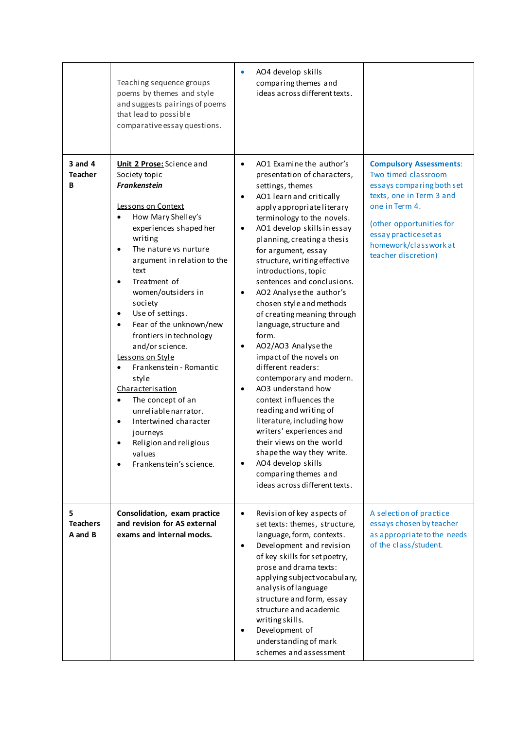| | | | |
|---|---|---|---|
| | Teaching sequence groups poems by themes and style and suggests pairings of poems that lead to possible comparative essay questions. | • AO4 develop skills comparing themes and ideas across different texts. | |
| **3 and 4 Teacher B** | <u>**Unit 2 Prose:**</u> Science and Society topic<br>***Frankenstein***<br><br><u>Lessons on Context</u><br>• How Mary Shelley's experiences shaped her writing<br>• The nature vs nurture argument in relation to the text<br>• Treatment of women/outsiders in society<br>• Use of settings.<br>• Fear of the unknown/new frontiers in technology and/or science.<br><u>Lessons on Style</u><br>• Frankenstein - Romantic style<br><u>Characterisation</u><br>• The concept of an unreliable narrator.<br>• Intertwined character journeys<br>• Religion and religious values<br>• Frankenstein's science. | • AO1 Examine the author's presentation of characters, settings, themes<br>• AO1 learn and critically apply appropriate literary terminology to the novels.<br>• AO1 develop skills in essay planning, creating a thesis for argument, essay structure, writing effective introductions, topic sentences and conclusions.<br>• AO2 Analyse the author's chosen style and methods of creating meaning through language, structure and form.<br>• AO2/AO3 Analyse the impact of the novels on different readers: contemporary and modern.<br>• AO3 understand how context influences the reading and writing of literature, including how writers' experiences and their views on the world shape the way they write.<br>• AO4 develop skills comparing themes and ideas across different texts. | **Compulsory Assessments**: Two timed classroom essays comparing both set texts, one in Term 3 and one in Term 4.<br><br>(other opportunities for essay practice set as homework/classwork at teacher discretion) |
| **5 Teachers A and B** | **Consolidation, exam practice and revision for AS external exams and internal mocks.** | • Revision of key aspects of set texts: themes, structure, language, form, contexts.<br>• Development and revision of key skills for set poetry, prose and drama texts: applying subject vocabulary, analysis of language structure and form, essay structure and academic writing skills.<br>• Development of understanding of mark schemes and assessment | A selection of practice essays chosen by teacher as appropriate to the needs of the class/student. |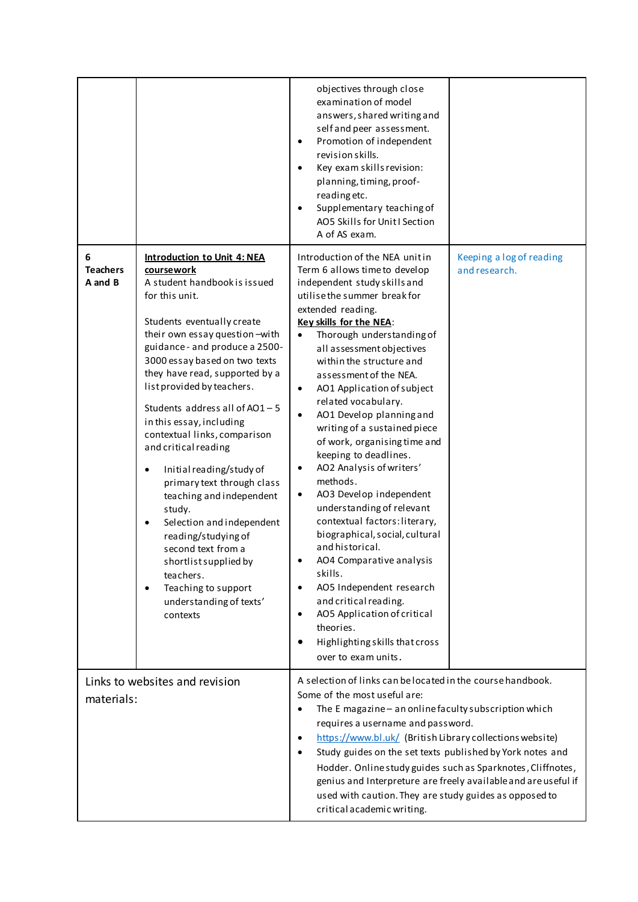| | | | |
|---|---|---|---|
| | | objectives through close examination of model answers, shared writing and self and peer assessment.<br>• Promotion of independent revision skills.<br>• Key exam skills revision: planning, timing, proof-reading etc.<br>• Supplementary teaching of AO5 Skills for Unit I Section A of AS exam. | |
| **6 Teachers A and B** | **Introduction to Unit 4: NEA coursework**<br>A student handbook is issued for this unit.<br><br>Students eventually create their own essay question – with guidance - and produce a 2500-3000 essay based on two texts they have read, supported by a list provided by teachers.<br><br>Students address all of AO1 – 5 in this essay, including contextual links, comparison and critical reading<br><br>• Initial reading/study of primary text through class teaching and independent study.<br>• Selection and independent reading/studying of second text from a shortlist supplied by teachers.<br>• Teaching to support understanding of texts' contexts | Introduction of the NEA unit in Term 6 allows time to develop independent study skills and utilise the summer break for extended reading.<br>**Key skills for the NEA**:<br>• Thorough understanding of all assessment objectives within the structure and assessment of the NEA.<br>• AO1 Application of subject related vocabulary.<br>• AO1 Develop planning and writing of a sustained piece of work, organising time and keeping to deadlines.<br>• AO2 Analysis of writers' methods.<br>• AO3 Develop independent understanding of relevant contextual factors: literary, biographical, social, cultural and historical.<br>• AO4 Comparative analysis skills.<br>• AO5 Independent research and critical reading.<br>• AO5 Application of critical theories.<br>• Highlighting skills that cross over to exam units. | Keeping a log of reading and research. |
| Links to websites and revision materials: | | A selection of links can be located in the course handbook. Some of the most useful are:<br>• The E magazine – an online faculty subscription which requires a username and password.<br>• https://www.bl.uk/ (British Library collections website)<br>• Study guides on the set texts published by York notes and Hodder. Online study guides such as Sparknotes, Cliffnotes, genius and Interpreture are freely available and are useful if used with caution. They are study guides as opposed to critical academic writing. | |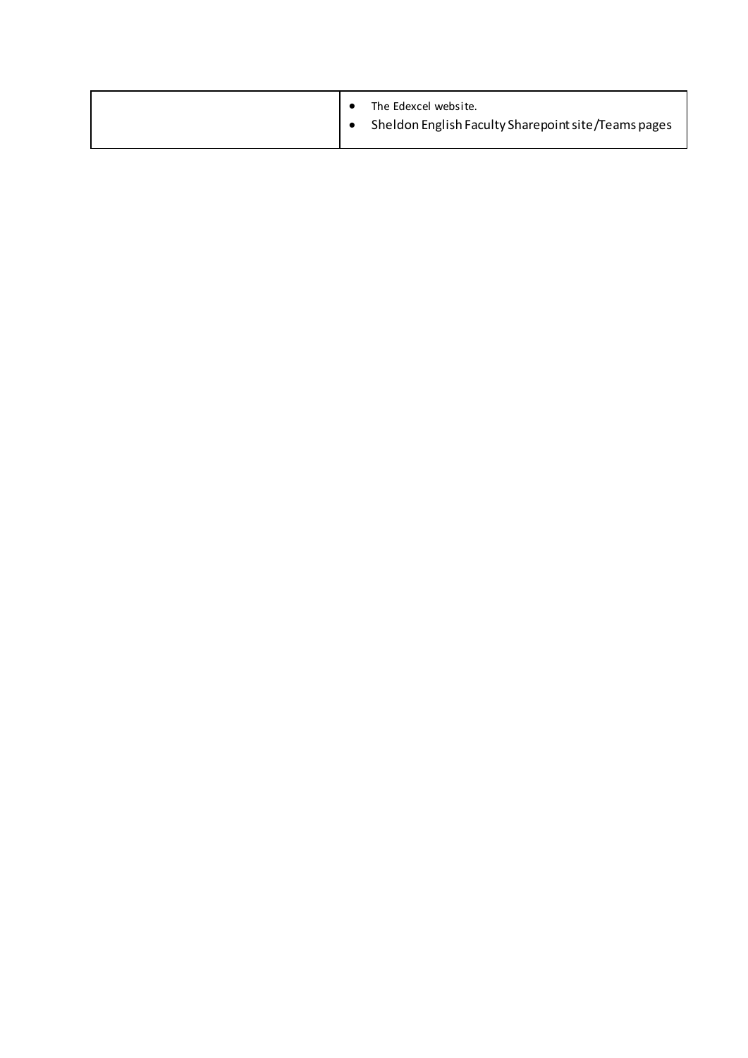| | |
|---|---|
| | • The Edexcel website.<br>• Sheldon English Faculty Sharepoint site/Teams pages |